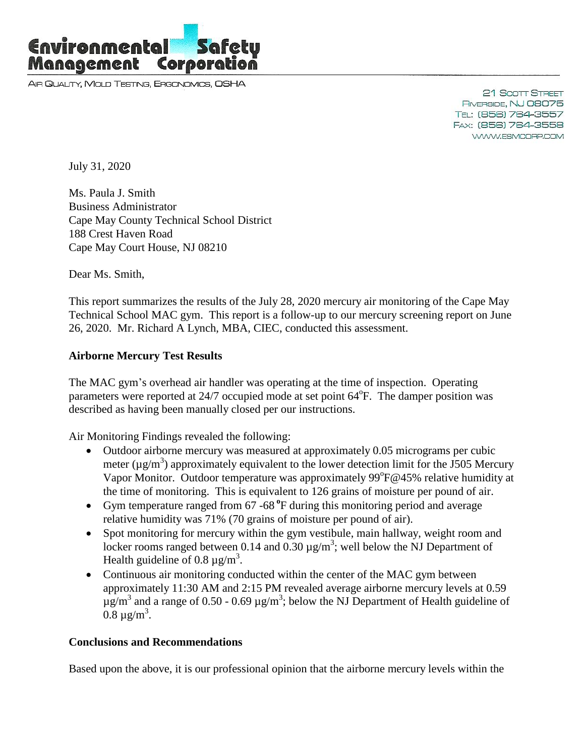# Environmental Safety Management Corporation

AIR QUALITY, MOLD TESTING, ERGONOMICS, OSHA

21 SCOTT STREET
RIVERSIDE, NJ 08075
TEL: (856) 764-3557
FAX: (856) 764-3558
WWW.ESMCORP.COM

July 31, 2020

Ms. Paula J. Smith
Business Administrator
Cape May County Technical School District
188 Crest Haven Road
Cape May Court House, NJ 08210

Dear Ms. Smith,

This report summarizes the results of the July 28, 2020 mercury air monitoring of the Cape May Technical School MAC gym. This report is a follow-up to our mercury screening report on June 26, 2020. Mr. Richard A Lynch, MBA, CIEC, conducted this assessment.

**Airborne Mercury Test Results**

The MAC gym's overhead air handler was operating at the time of inspection. Operating parameters were reported at 24/7 occupied mode at set point 64$^{o}$F. The damper position was described as having been manually closed per our instructions.

Air Monitoring Findings revealed the following:

- Outdoor airborne mercury was measured at approximately 0.05 micrograms per cubic meter (µg/m$^3$) approximately equivalent to the lower detection limit for the J505 Mercury Vapor Monitor. Outdoor temperature was approximately 99$^{o}$F@45% relative humidity at the time of monitoring. This is equivalent to 126 grains of moisture per pound of air.
- Gym temperature ranged from 67 -68 $^{o}$F during this monitoring period and average relative humidity was 71% (70 grains of moisture per pound of air).
- Spot monitoring for mercury within the gym vestibule, main hallway, weight room and locker rooms ranged between 0.14 and 0.30 µg/m$^3$; well below the NJ Department of Health guideline of 0.8 µg/m$^3$.
- Continuous air monitoring conducted within the center of the MAC gym between approximately 11:30 AM and 2:15 PM revealed average airborne mercury levels at 0.59 µg/m$^3$ and a range of 0.50 - 0.69 µg/m$^3$; below the NJ Department of Health guideline of 0.8 µg/m$^3$.

**Conclusions and Recommendations**

Based upon the above, it is our professional opinion that the airborne mercury levels within the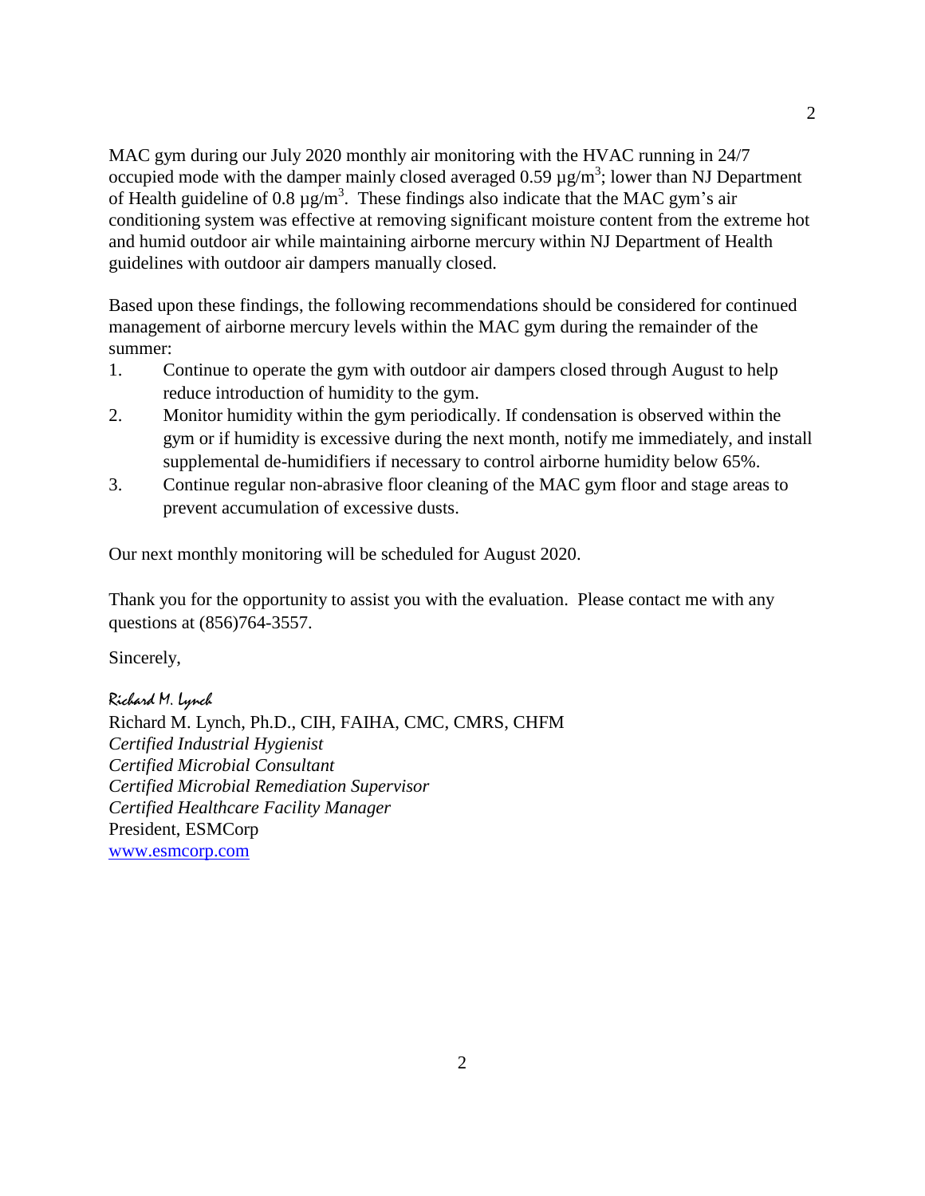MAC gym during our July 2020 monthly air monitoring with the HVAC running in 24/7 occupied mode with the damper mainly closed averaged 0.59 $\mu g/m^3$; lower than NJ Department of Health guideline of 0.8 $\mu g/m^3$. These findings also indicate that the MAC gym's air conditioning system was effective at removing significant moisture content from the extreme hot and humid outdoor air while maintaining airborne mercury within NJ Department of Health guidelines with outdoor air dampers manually closed.

Based upon these findings, the following recommendations should be considered for continued management of airborne mercury levels within the MAC gym during the remainder of the summer:

1. Continue to operate the gym with outdoor air dampers closed through August to help reduce introduction of humidity to the gym.
2. Monitor humidity within the gym periodically. If condensation is observed within the gym or if humidity is excessive during the next month, notify me immediately, and install supplemental de-humidifiers if necessary to control airborne humidity below 65%.
3. Continue regular non-abrasive floor cleaning of the MAC gym floor and stage areas to prevent accumulation of excessive dusts.

Our next monthly monitoring will be scheduled for August 2020.

Thank you for the opportunity to assist you with the evaluation. Please contact me with any questions at (856)764-3557.

Sincerely,

*Richard M. Lynch*

Richard M. Lynch, Ph.D., CIH, FAIHA, CMC, CMRS, CHFM
*Certified Industrial Hygienist*
*Certified Microbial Consultant*
*Certified Microbial Remediation Supervisor*
*Certified Healthcare Facility Manager*
President, ESMCorp
www.esmcorp.com